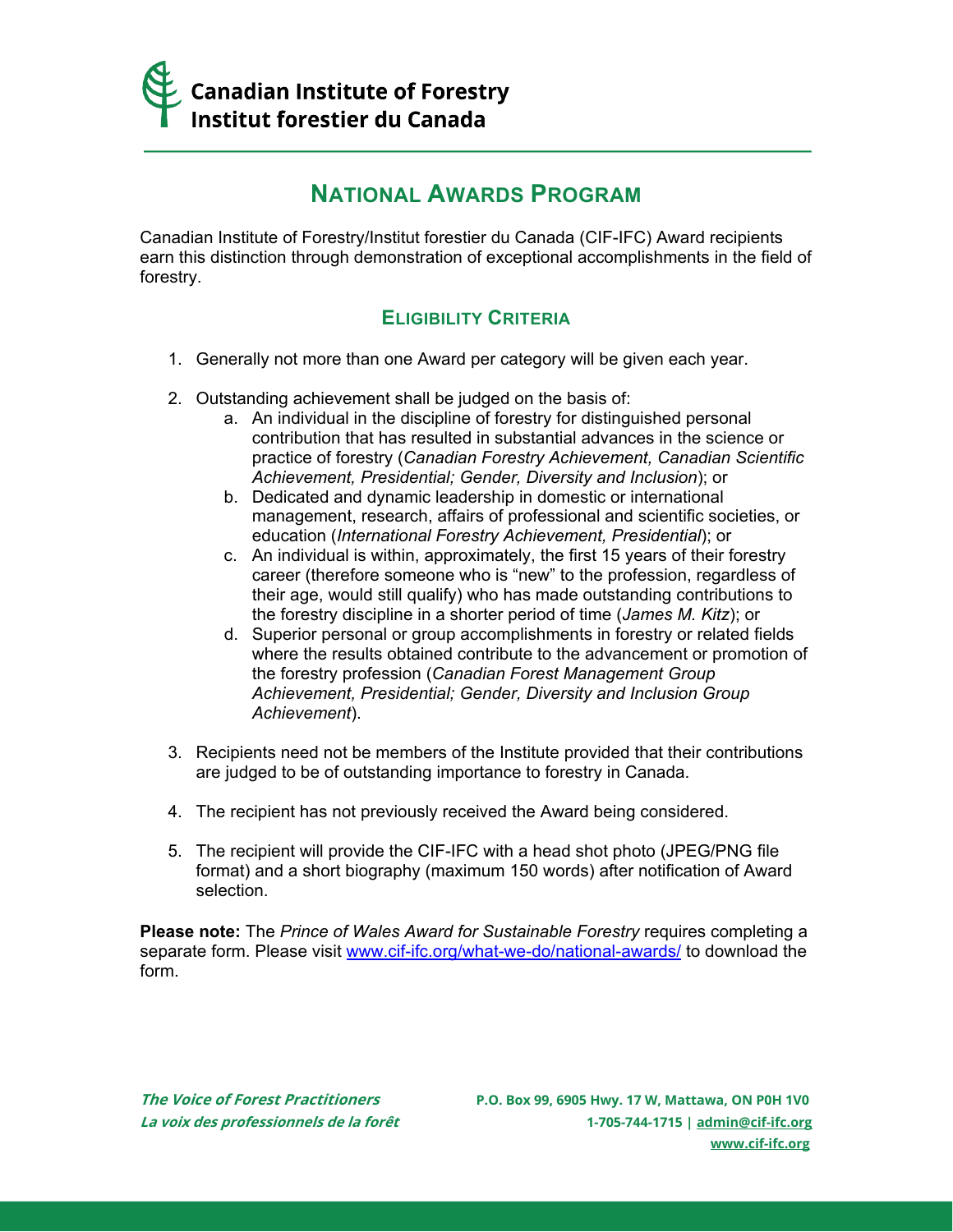Canadian Institute of Forestry
Institut forestier du Canada

# National Awards Program

Canadian Institute of Forestry/Institut forestier du Canada (CIF-IFC) Award recipients earn this distinction through demonstration of exceptional accomplishments in the field of forestry.

## Eligibility Criteria

1. Generally not more than one Award per category will be given each year.

2. Outstanding achievement shall be judged on the basis of:
   a. An individual in the discipline of forestry for distinguished personal contribution that has resulted in substantial advances in the science or practice of forestry (*Canadian Forestry Achievement, Canadian Scientific Achievement, Presidential; Gender, Diversity and Inclusion*); or
   b. Dedicated and dynamic leadership in domestic or international management, research, affairs of professional and scientific societies, or education (*International Forestry Achievement, Presidential*); or
   c. An individual is within, approximately, the first 15 years of their forestry career (therefore someone who is "new" to the profession, regardless of their age, would still qualify) who has made outstanding contributions to the forestry discipline in a shorter period of time (*James M. Kitz*); or
   d. Superior personal or group accomplishments in forestry or related fields where the results obtained contribute to the advancement or promotion of the forestry profession (*Canadian Forest Management Group Achievement, Presidential; Gender, Diversity and Inclusion Group Achievement*).

3. Recipients need not be members of the Institute provided that their contributions are judged to be of outstanding importance to forestry in Canada.

4. The recipient has not previously received the Award being considered.

5. The recipient will provide the CIF-IFC with a head shot photo (JPEG/PNG file format) and a short biography (maximum 150 words) after notification of Award selection.

**Please note:** The *Prince of Wales Award for Sustainable Forestry* requires completing a separate form. Please visit www.cif-ifc.org/what-we-do/national-awards/ to download the form.

*The Voice of Forest Practitioners*
*La voix des professionnels de la forêt*

**P.O. Box 99, 6905 Hwy. 17 W, Mattawa, ON P0H 1V0**
**1-705-744-1715 | admin@cif-ifc.org**
**www.cif-ifc.org**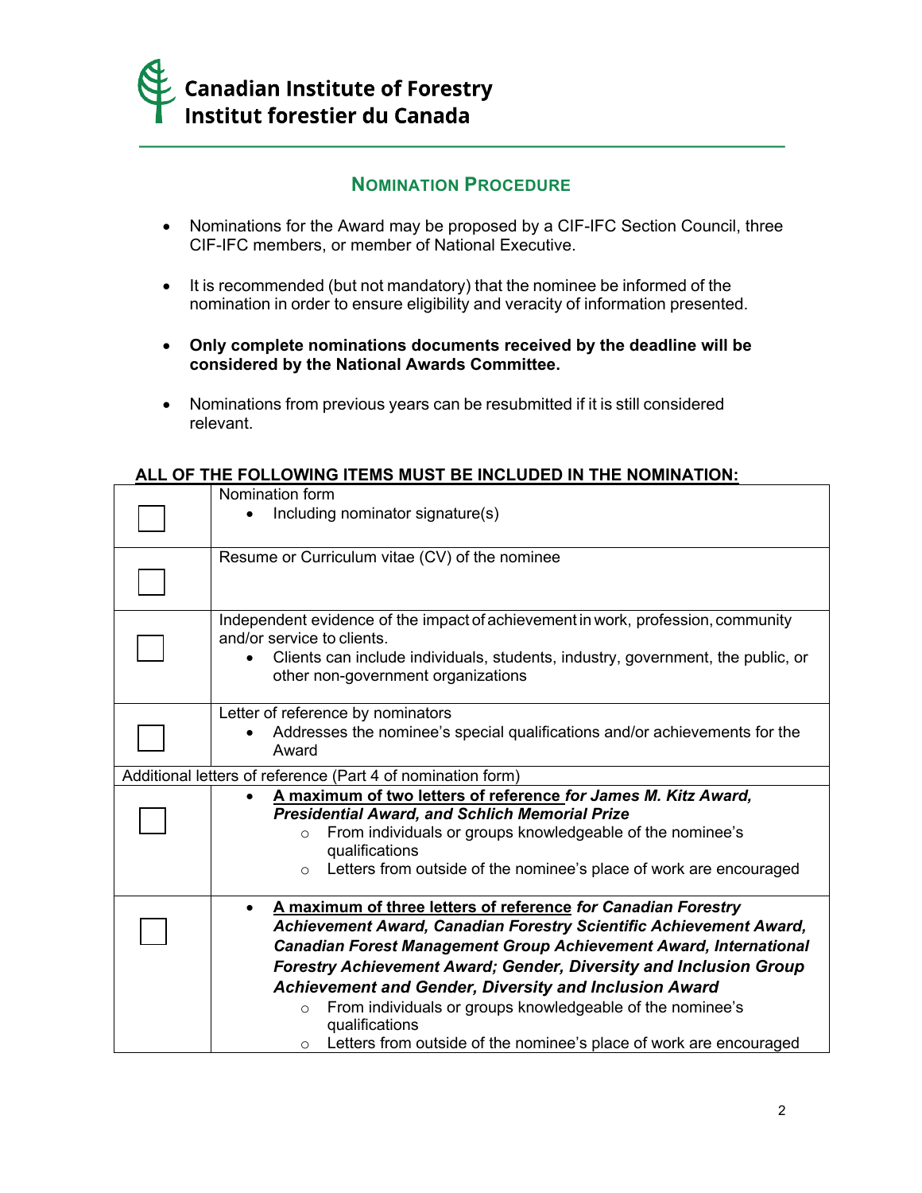## Nomination Procedure

- Nominations for the Award may be proposed by a CIF-IFC Section Council, three CIF-IFC members, or member of National Executive.
- It is recommended (but not mandatory) that the nominee be informed of the nomination in order to ensure eligibility and veracity of information presented.
- **Only complete nominations documents received by the deadline will be considered by the National Awards Committee.**
- Nominations from previous years can be resubmitted if it is still considered relevant.

**ALL OF THE FOLLOWING ITEMS MUST BE INCLUDED IN THE NOMINATION:**

| | |
|---|---|
| ☐ | Nomination form<br>• Including nominator signature(s) |
| ☐ | Resume or Curriculum vitae (CV) of the nominee |
| ☐ | Independent evidence of the impact of achievement in work, profession, community and/or service to clients.<br>• Clients can include individuals, students, industry, government, the public, or other non-government organizations |
| ☐ | Letter of reference by nominators<br>• Addresses the nominee's special qualifications and/or achievements for the Award |
| Additional letters of reference (Part 4 of nomination form) | |
| ☐ | • **A maximum of two letters of reference** ***for James M. Kitz Award, Presidential Award, and Schlich Memorial Prize***<br>○ From individuals or groups knowledgeable of the nominee's qualifications<br>○ Letters from outside of the nominee's place of work are encouraged |
| ☐ | • **A maximum of three letters of reference** ***for Canadian Forestry Achievement Award, Canadian Forestry Scientific Achievement Award, Canadian Forest Management Group Achievement Award, International Forestry Achievement Award; Gender, Diversity and Inclusion Group Achievement and Gender, Diversity and Inclusion Award***<br>○ From individuals or groups knowledgeable of the nominee's qualifications<br>○ Letters from outside of the nominee's place of work are encouraged |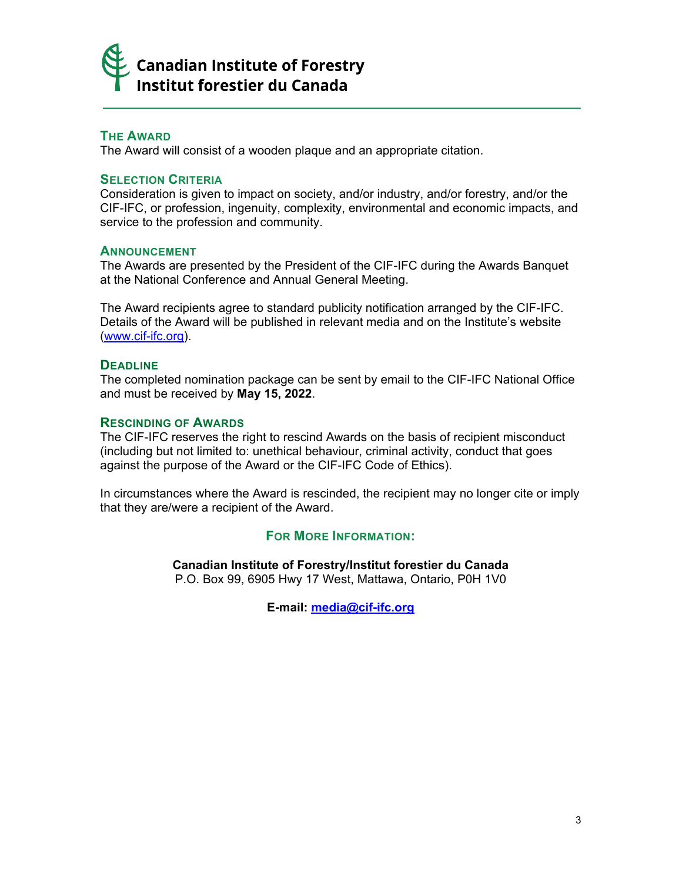**Canadian Institute of Forestry**
**Institut forestier du Canada**

## The Award

The Award will consist of a wooden plaque and an appropriate citation.

## Selection Criteria

Consideration is given to impact on society, and/or industry, and/or forestry, and/or the CIF-IFC, or profession, ingenuity, complexity, environmental and economic impacts, and service to the profession and community.

## Announcement

The Awards are presented by the President of the CIF-IFC during the Awards Banquet at the National Conference and Annual General Meeting.

The Award recipients agree to standard publicity notification arranged by the CIF-IFC. Details of the Award will be published in relevant media and on the Institute's website (www.cif-ifc.org).

## Deadline

The completed nomination package can be sent by email to the CIF-IFC National Office and must be received by **May 15, 2022**.

## Rescinding of Awards

The CIF-IFC reserves the right to rescind Awards on the basis of recipient misconduct (including but not limited to: unethical behaviour, criminal activity, conduct that goes against the purpose of the Award or the CIF-IFC Code of Ethics).

In circumstances where the Award is rescinded, the recipient may no longer cite or imply that they are/were a recipient of the Award.

## For More Information:

**Canadian Institute of Forestry/Institut forestier du Canada**
P.O. Box 99, 6905 Hwy 17 West, Mattawa, Ontario, P0H 1V0

**E-mail: media@cif-ifc.org**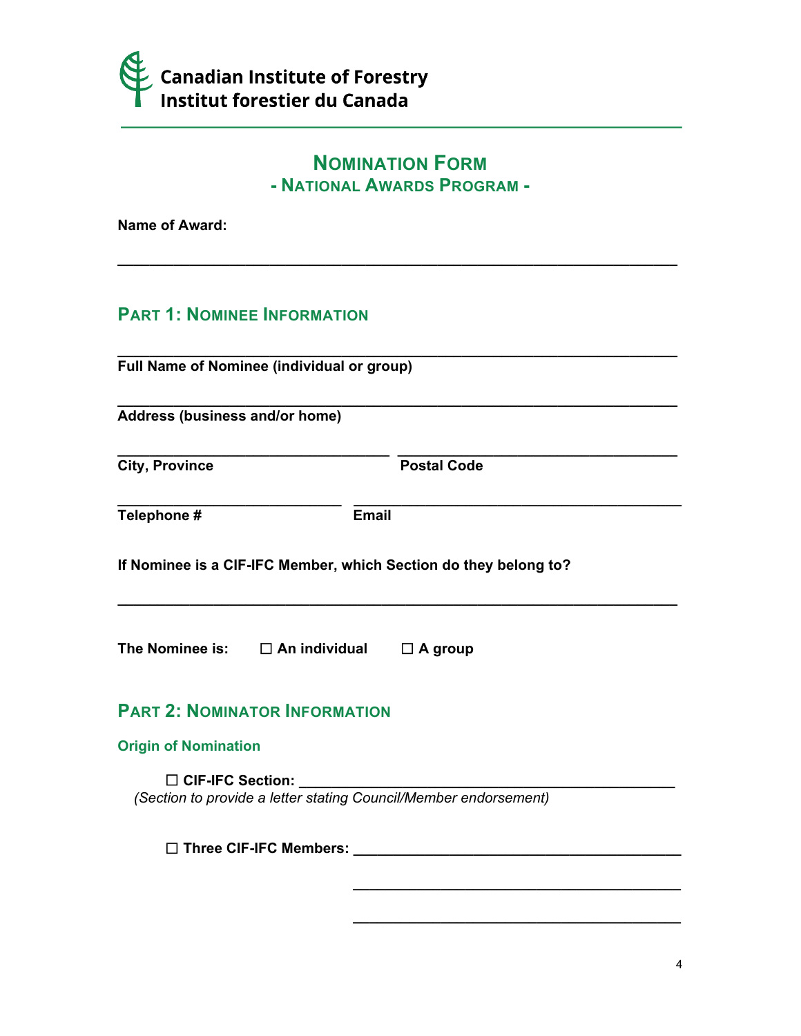**Canadian Institute of Forestry**
**Institut forestier du Canada**

# NOMINATION FORM

## - NATIONAL AWARDS PROGRAM -

**Name of Award:**

\_\_\_\_\_\_\_\_\_\_\_\_\_\_\_\_\_\_\_\_\_\_\_\_\_\_\_\_\_\_\_\_\_\_\_\_\_\_\_\_\_\_\_\_\_\_\_\_\_\_\_\_\_\_\_\_\_\_\_\_

## PART 1: NOMINEE INFORMATION

\_\_\_\_\_\_\_\_\_\_\_\_\_\_\_\_\_\_\_\_\_\_\_\_\_\_\_\_\_\_\_\_\_\_\_\_\_\_\_\_\_\_\_\_\_\_\_\_\_\_\_\_\_\_\_\_\_\_\_\_
**Full Name of Nominee (individual or group)**

\_\_\_\_\_\_\_\_\_\_\_\_\_\_\_\_\_\_\_\_\_\_\_\_\_\_\_\_\_\_\_\_\_\_\_\_\_\_\_\_\_\_\_\_\_\_\_\_\_\_\_\_\_\_\_\_\_\_\_\_
**Address (business and/or home)**

\_\_\_\_\_\_\_\_\_\_\_\_\_\_\_\_\_\_\_\_\_\_\_\_\_\_\_\_\_\_ \_\_\_\_\_\_\_\_\_\_\_\_\_\_\_\_\_\_\_\_\_\_\_\_\_\_\_\_\_\_
**City, Province** **Postal Code**

\_\_\_\_\_\_\_\_\_\_\_\_\_\_\_\_\_\_\_\_\_\_\_\_\_ \_\_\_\_\_\_\_\_\_\_\_\_\_\_\_\_\_\_\_\_\_\_\_\_\_\_\_\_\_\_\_\_\_\_\_\_
**Telephone #** **Email**

**If Nominee is a CIF-IFC Member, which Section do they belong to?**

\_\_\_\_\_\_\_\_\_\_\_\_\_\_\_\_\_\_\_\_\_\_\_\_\_\_\_\_\_\_\_\_\_\_\_\_\_\_\_\_\_\_\_\_\_\_\_\_\_\_\_\_\_\_\_\_\_\_\_\_

**The Nominee is:** ☐ **An individual** ☐ **A group**

## PART 2: NOMINATOR INFORMATION

### Origin of Nomination

☐ **CIF-IFC Section:** \_\_\_\_\_\_\_\_\_\_\_\_\_\_\_\_\_\_\_\_\_\_\_\_\_\_\_\_\_\_\_\_\_\_\_\_\_\_\_\_
*(Section to provide a letter stating Council/Member endorsement)*

☐ **Three CIF-IFC Members:** \_\_\_\_\_\_\_\_\_\_\_\_\_\_\_\_\_\_\_\_\_\_\_\_\_\_\_\_\_\_\_\_\_\_\_\_

\_\_\_\_\_\_\_\_\_\_\_\_\_\_\_\_\_\_\_\_\_\_\_\_\_\_\_\_\_\_\_\_\_\_\_\_

\_\_\_\_\_\_\_\_\_\_\_\_\_\_\_\_\_\_\_\_\_\_\_\_\_\_\_\_\_\_\_\_\_\_\_\_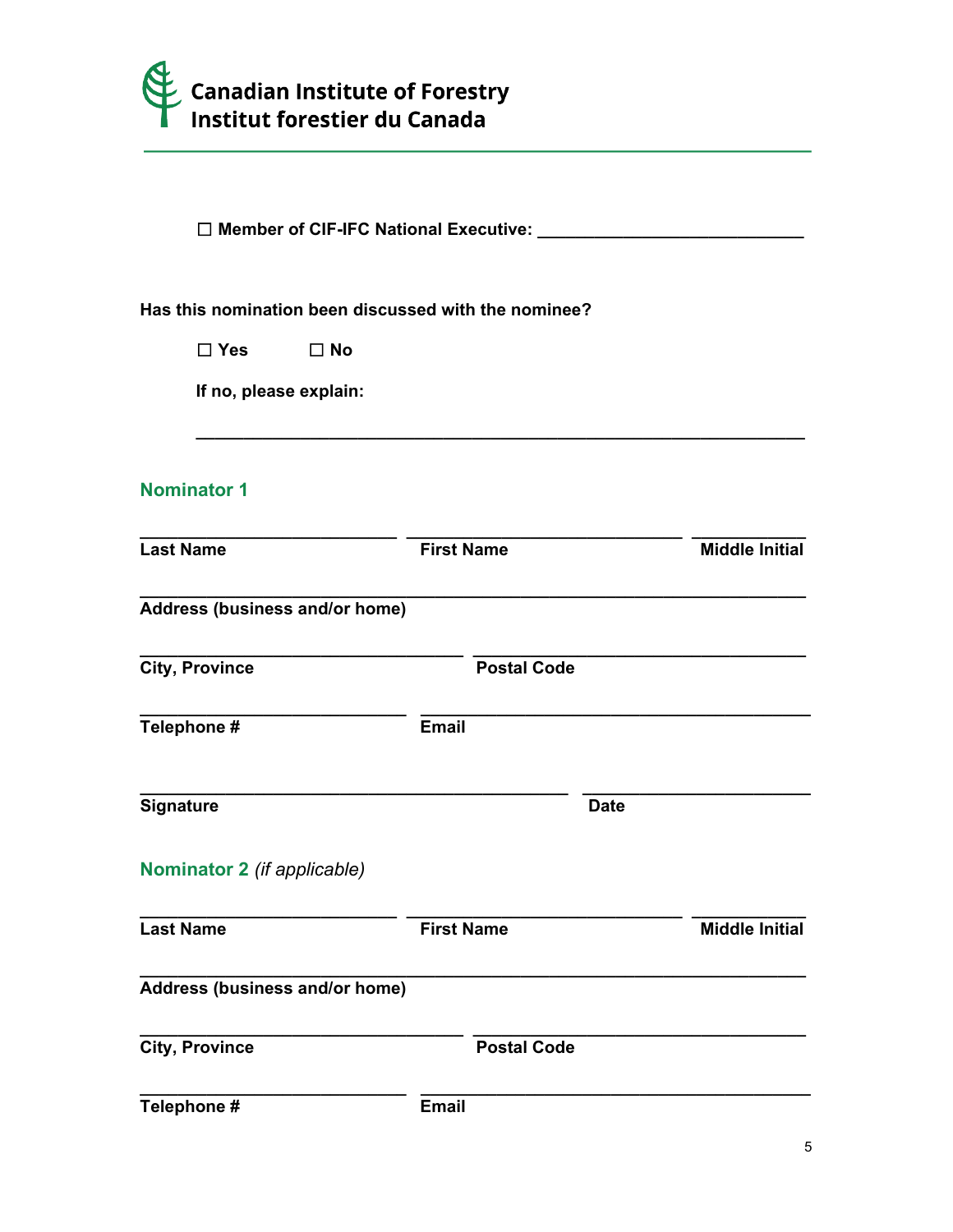Canadian Institute of Forestry
Institut forestier du Canada

☐ **Member of CIF-IFC National Executive:** ____________________________

**Has this nomination been discussed with the nominee?**

☐ **Yes** ☐ **No**

**If no, please explain:**

_________________________________________________________________

## Nominator 1

___________________________ ___________________________ ___________
**Last Name** **First Name** **Middle Initial**

_________________________________________________________________
**Address (business and/or home)**

______________________________ ______________________________
**City, Province** **Postal Code**

___________________________ ____________________________________
**Telephone #** **Email**

___________________________________________ ______________________
**Signature** **Date**

## Nominator 2 *(if applicable)*

___________________________ ___________________________ ___________
**Last Name** **First Name** **Middle Initial**

_________________________________________________________________
**Address (business and/or home)**

______________________________ ______________________________
**City, Province** **Postal Code**

___________________________ ____________________________________
**Telephone #** **Email**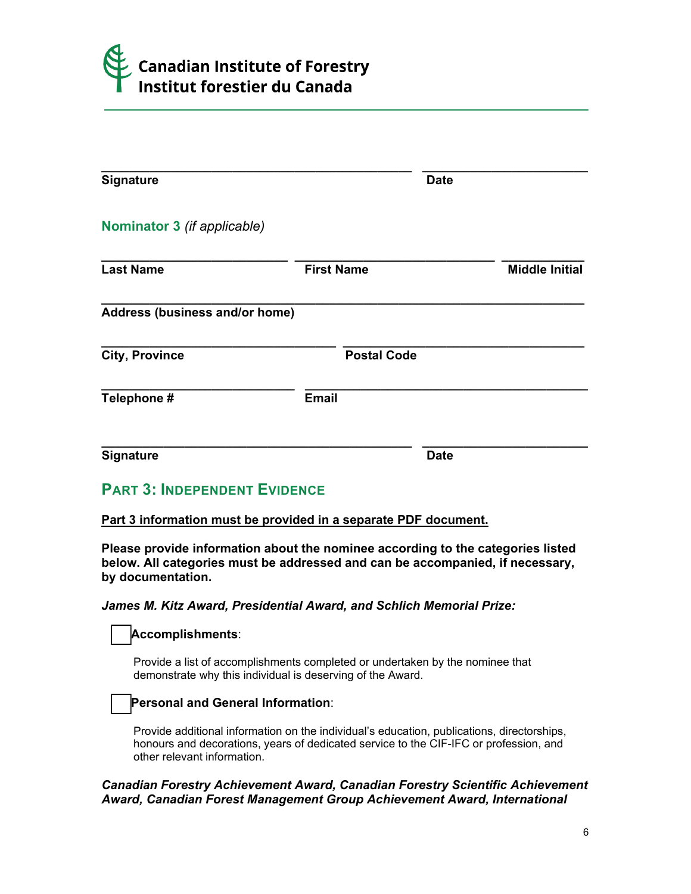Canadian Institute of Forestry
Institut forestier du Canada

______________________________________________ ________________________
**Signature** **Date**

### Nominator 3 *(if applicable)*

___________________________ _____________________________ __________
**Last Name** **First Name** **Middle Initial**

_______________________________________________________________________
**Address (business and/or home)**

__________________________________ ___________________________________
**City, Province** **Postal Code**

____________________________ _________________________________________
**Telephone #** **Email**

______________________________________________ ________________________
**Signature** **Date**

## PART 3: INDEPENDENT EVIDENCE

**Part 3 information must be provided in a separate PDF document.**

**Please provide information about the nominee according to the categories listed below. All categories must be addressed and can be accompanied, if necessary, by documentation.**

***James M. Kitz Award, Presidential Award, and Schlich Memorial Prize:***

☐ **Accomplishments**:

Provide a list of accomplishments completed or undertaken by the nominee that demonstrate why this individual is deserving of the Award.

☐ **Personal and General Information**:

Provide additional information on the individual's education, publications, directorships, honours and decorations, years of dedicated service to the CIF-IFC or profession, and other relevant information.

***Canadian Forestry Achievement Award, Canadian Forestry Scientific Achievement Award, Canadian Forest Management Group Achievement Award, International***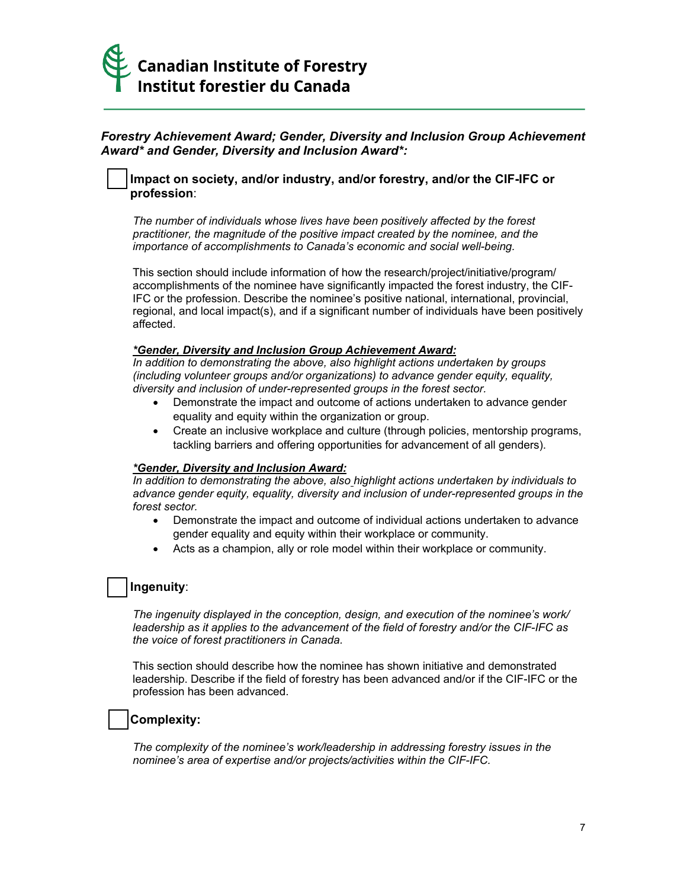*Forestry Achievement Award; Gender, Diversity and Inclusion Group Achievement Award* and Gender, Diversity and Inclusion Award*:*

☐ **Impact on society, and/or industry, and/or forestry, and/or the CIF-IFC or profession**:

*The number of individuals whose lives have been positively affected by the forest practitioner, the magnitude of the positive impact created by the nominee, and the importance of accomplishments to Canada's economic and social well-being.*

This section should include information of how the research/project/initiative/program/ accomplishments of the nominee have significantly impacted the forest industry, the CIF-IFC or the profession. Describe the nominee's positive national, international, provincial, regional, and local impact(s), and if a significant number of individuals have been positively affected.

***Gender, Diversity and Inclusion Group Achievement Award:***
*In addition to demonstrating the above, also highlight actions undertaken by groups (including volunteer groups and/or organizations) to advance gender equity, equality, diversity and inclusion of under-represented groups in the forest sector.*

- Demonstrate the impact and outcome of actions undertaken to advance gender equality and equity within the organization or group.
- Create an inclusive workplace and culture (through policies, mentorship programs, tackling barriers and offering opportunities for advancement of all genders).

***Gender, Diversity and Inclusion Award:***
*In addition to demonstrating the above, also highlight actions undertaken by individuals to advance gender equity, equality, diversity and inclusion of under-represented groups in the forest sector.*

- Demonstrate the impact and outcome of individual actions undertaken to advance gender equality and equity within their workplace or community.
- Acts as a champion, ally or role model within their workplace or community.

☐ **Ingenuity**:

*The ingenuity displayed in the conception, design, and execution of the nominee's work/ leadership as it applies to the advancement of the field of forestry and/or the CIF-IFC as the voice of forest practitioners in Canada.*

This section should describe how the nominee has shown initiative and demonstrated leadership. Describe if the field of forestry has been advanced and/or if the CIF-IFC or the profession has been advanced.

☐ **Complexity:**

*The complexity of the nominee's work/leadership in addressing forestry issues in the nominee's area of expertise and/or projects/activities within the CIF-IFC.*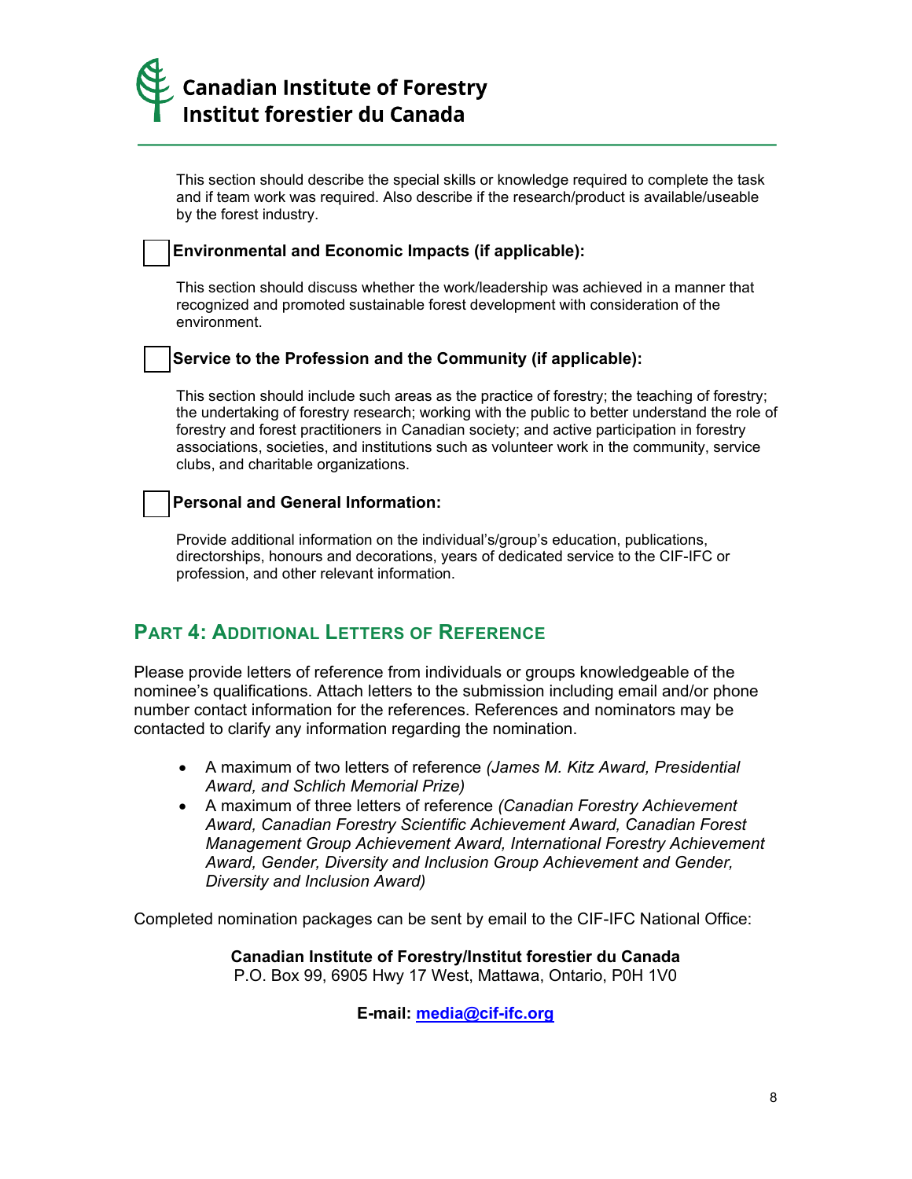This section should describe the special skills or knowledge required to complete the task and if team work was required. Also describe if the research/product is available/useable by the forest industry.

☐ **Environmental and Economic Impacts (if applicable):**

This section should discuss whether the work/leadership was achieved in a manner that recognized and promoted sustainable forest development with consideration of the environment.

☐ **Service to the Profession and the Community (if applicable):**

This section should include such areas as the practice of forestry; the teaching of forestry; the undertaking of forestry research; working with the public to better understand the role of forestry and forest practitioners in Canadian society; and active participation in forestry associations, societies, and institutions such as volunteer work in the community, service clubs, and charitable organizations.

☐ **Personal and General Information:**

Provide additional information on the individual's/group's education, publications, directorships, honours and decorations, years of dedicated service to the CIF-IFC or profession, and other relevant information.

## Part 4: Additional Letters of Reference

Please provide letters of reference from individuals or groups knowledgeable of the nominee's qualifications. Attach letters to the submission including email and/or phone number contact information for the references. References and nominators may be contacted to clarify any information regarding the nomination.

- A maximum of two letters of reference *(James M. Kitz Award, Presidential Award, and Schlich Memorial Prize)*
- A maximum of three letters of reference *(Canadian Forestry Achievement Award, Canadian Forestry Scientific Achievement Award, Canadian Forest Management Group Achievement Award, International Forestry Achievement Award, Gender, Diversity and Inclusion Group Achievement and Gender, Diversity and Inclusion Award)*

Completed nomination packages can be sent by email to the CIF-IFC National Office:

**Canadian Institute of Forestry/Institut forestier du Canada**
P.O. Box 99, 6905 Hwy 17 West, Mattawa, Ontario, P0H 1V0

**E-mail: media@cif-ifc.org**